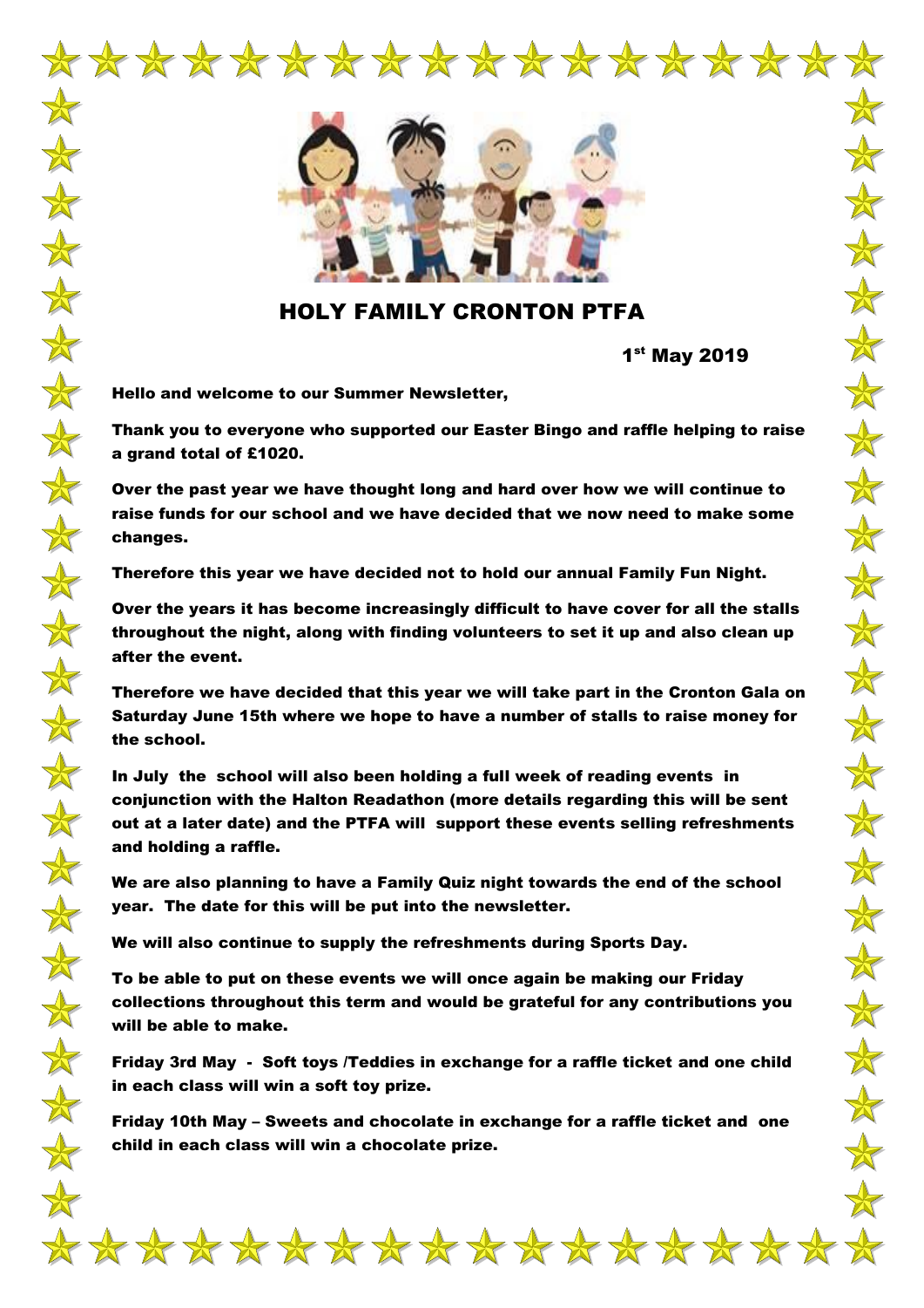# HOLY FAMILY CRONTON PTFA

1st May 2019

Hello and welcome to our Summer Newsletter,

Thank you to everyone who supported our Easter Bingo and raffle helping to raise a grand total of £1020.

Over the past year we have thought long and hard over how we will continue to raise funds for our school and we have decided that we now need to make some changes.

Therefore this year we have decided not to hold our annual Family Fun Night.

Over the years it has become increasingly difficult to have cover for all the stalls throughout the night, along with finding volunteers to set it up and also clean up after the event.

Therefore we have decided that this year we will take part in the Cronton Gala on Saturday June 15th where we hope to have a number of stalls to raise money for the school.

In July the school will also been holding a full week of reading events in conjunction with the Halton Readathon (more details regarding this will be sent out at a later date) and the PTFA will support these events selling refreshments and holding a raffle.

We are also planning to have a Family Quiz night towards the end of the school year. The date for this will be put into the newsletter.

We will also continue to supply the refreshments during Sports Day.

To be able to put on these events we will once again be making our Friday collections throughout this term and would be grateful for any contributions you will be able to make.

Friday 3rd May - Soft toys /Teddies in exchange for a raffle ticket and one child in each class will win a soft toy prize.

Friday 10th May – Sweets and chocolate in exchange for a raffle ticket and one child in each class will win a chocolate prize.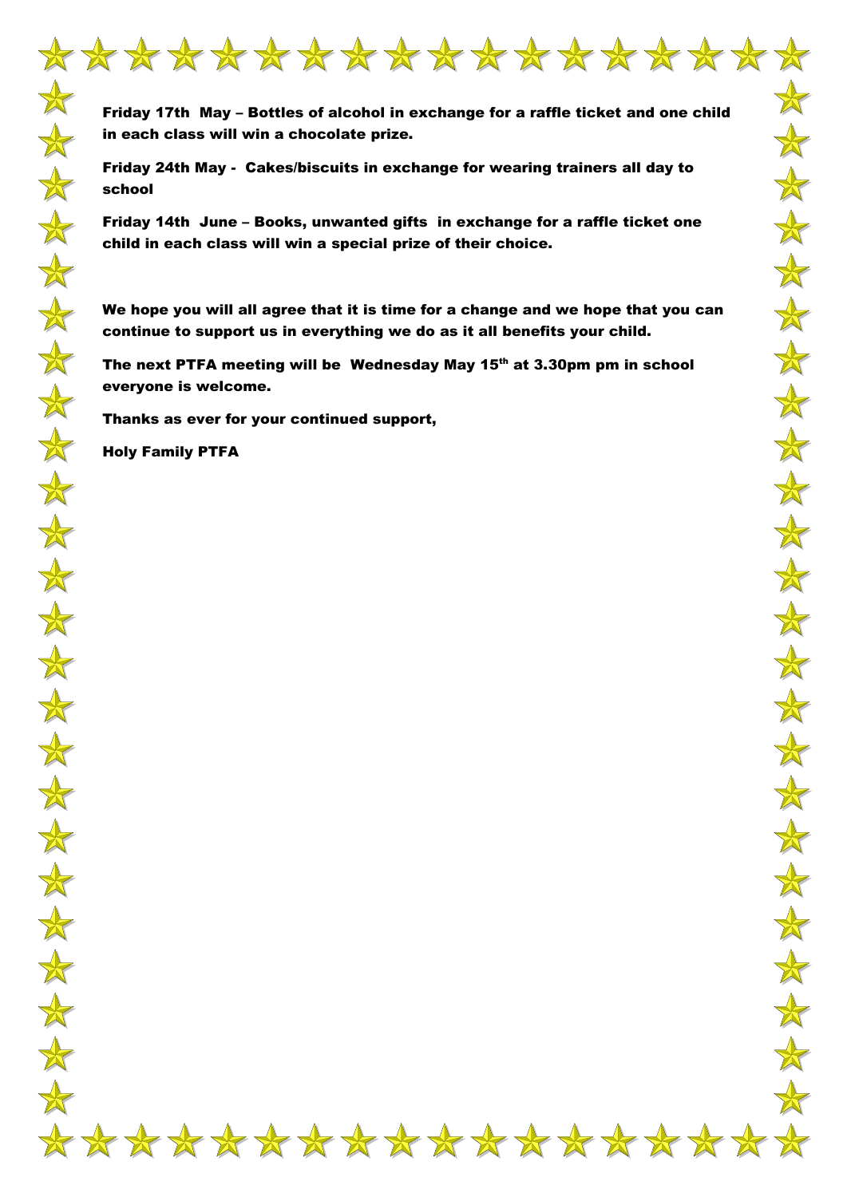**Friday 17th May – Bottles of alcohol in exchange for a raffle ticket and one child in each class will win a chocolate prize.**

**Friday 24th May - Cakes/biscuits in exchange for wearing trainers all day to school**

**Friday 14th June – Books, unwanted gifts in exchange for a raffle ticket one child in each class will win a special prize of their choice.**

**We hope you will all agree that it is time for a change and we hope that you can continue to support us in everything we do as it all benefits your child.**

**The next PTFA meeting will be Wednesday May 15th at 3.30pm pm in school everyone is welcome.**

**Thanks as ever for your continued support,**

**Holy Family PTFA**